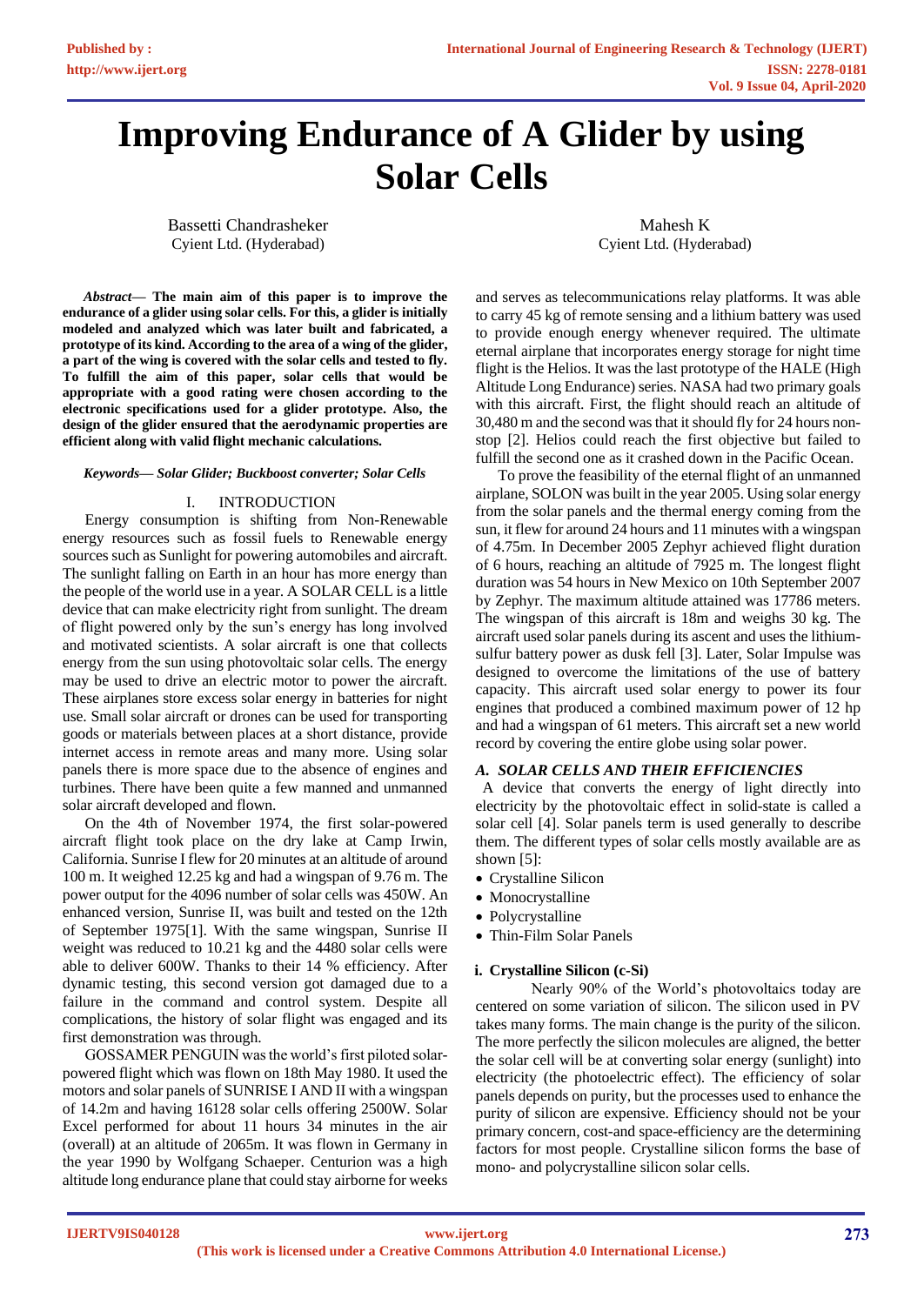# Improving Endurance of A Glider by using Solar Cells

Bassetti Chandrasheker
Cyient Ltd. (Hyderabad)

Mahesh K
Cyient Ltd. (Hyderabad)

***Abstract*— The main aim of this paper is to improve the endurance of a glider using solar cells. For this, a glider is initially modeled and analyzed which was later built and fabricated, a prototype of its kind. According to the area of a wing of the glider, a part of the wing is covered with the solar cells and tested to fly. To fulfill the aim of this paper, solar cells that would be appropriate with a good rating were chosen according to the electronic specifications used for a glider prototype. Also, the design of the glider ensured that the aerodynamic properties are efficient along with valid flight mechanic calculations.**

***Keywords— Solar Glider; Buckboost converter; Solar Cells***

## I. INTRODUCTION

Energy consumption is shifting from Non-Renewable energy resources such as fossil fuels to Renewable energy sources such as Sunlight for powering automobiles and aircraft. The sunlight falling on Earth in an hour has more energy than the people of the world use in a year. A SOLAR CELL is a little device that can make electricity right from sunlight. The dream of flight powered only by the sun's energy has long involved and motivated scientists. A solar aircraft is one that collects energy from the sun using photovoltaic solar cells. The energy may be used to drive an electric motor to power the aircraft. These airplanes store excess solar energy in batteries for night use. Small solar aircraft or drones can be used for transporting goods or materials between places at a short distance, provide internet access in remote areas and many more. Using solar panels there is more space due to the absence of engines and turbines. There have been quite a few manned and unmanned solar aircraft developed and flown.

On the 4th of November 1974, the first solar-powered aircraft flight took place on the dry lake at Camp Irwin, California. Sunrise I flew for 20 minutes at an altitude of around 100 m. It weighed 12.25 kg and had a wingspan of 9.76 m. The power output for the 4096 number of solar cells was 450W. An enhanced version, Sunrise II, was built and tested on the 12th of September 1975[1]. With the same wingspan, Sunrise II weight was reduced to 10.21 kg and the 4480 solar cells were able to deliver 600W. Thanks to their 14 % efficiency. After dynamic testing, this second version got damaged due to a failure in the command and control system. Despite all complications, the history of solar flight was engaged and its first demonstration was through.

GOSSAMER PENGUIN was the world's first piloted solar-powered flight which was flown on 18th May 1980. It used the motors and solar panels of SUNRISE I AND II with a wingspan of 14.2m and having 16128 solar cells offering 2500W. Solar Excel performed for about 11 hours 34 minutes in the air (overall) at an altitude of 2065m. It was flown in Germany in the year 1990 by Wolfgang Schaeper. Centurion was a high altitude long endurance plane that could stay airborne for weeks and serves as telecommunications relay platforms. It was able to carry 45 kg of remote sensing and a lithium battery was used to provide enough energy whenever required. The ultimate eternal airplane that incorporates energy storage for night time flight is the Helios. It was the last prototype of the HALE (High Altitude Long Endurance) series. NASA had two primary goals with this aircraft. First, the flight should reach an altitude of 30,480 m and the second was that it should fly for 24 hours non-stop [2]. Helios could reach the first objective but failed to fulfill the second one as it crashed down in the Pacific Ocean.

To prove the feasibility of the eternal flight of an unmanned airplane, SOLON was built in the year 2005. Using solar energy from the solar panels and the thermal energy coming from the sun, it flew for around 24 hours and 11 minutes with a wingspan of 4.75m. In December 2005 Zephyr achieved flight duration of 6 hours, reaching an altitude of 7925 m. The longest flight duration was 54 hours in New Mexico on 10th September 2007 by Zephyr. The maximum altitude attained was 17786 meters. The wingspan of this aircraft is 18m and weighs 30 kg. The aircraft used solar panels during its ascent and uses the lithium-sulfur battery power as dusk fell [3]. Later, Solar Impulse was designed to overcome the limitations of the use of battery capacity. This aircraft used solar energy to power its four engines that produced a combined maximum power of 12 hp and had a wingspan of 61 meters. This aircraft set a new world record by covering the entire globe using solar power.

### *A. SOLAR CELLS AND THEIR EFFICIENCIES*

A device that converts the energy of light directly into electricity by the photovoltaic effect in solid-state is called a solar cell [4]. Solar panels term is used generally to describe them. The different types of solar cells mostly available are as shown [5]:

- Crystalline Silicon
- Monocrystalline
- Polycrystalline
- Thin-Film Solar Panels

#### i. Crystalline Silicon (c-Si)

Nearly 90% of the World's photovoltaics today are centered on some variation of silicon. The silicon used in PV takes many forms. The main change is the purity of the silicon. The more perfectly the silicon molecules are aligned, the better the solar cell will be at converting solar energy (sunlight) into electricity (the photoelectric effect). The efficiency of solar panels depends on purity, but the processes used to enhance the purity of silicon are expensive. Efficiency should not be your primary concern, cost-and space-efficiency are the determining factors for most people. Crystalline silicon forms the base of mono- and polycrystalline silicon solar cells.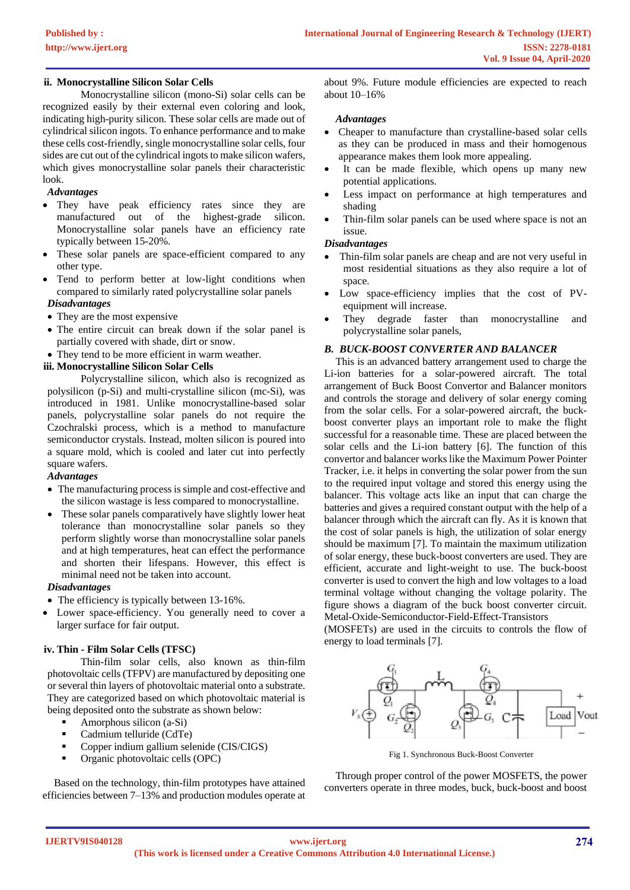### ii. Monocrystalline Silicon Solar Cells

Monocrystalline silicon (mono-Si) solar cells can be recognized easily by their external even coloring and look, indicating high-purity silicon. These solar cells are made out of cylindrical silicon ingots. To enhance performance and to make these cells cost-friendly, single monocrystalline solar cells, four sides are cut out of the cylindrical ingots to make silicon wafers, which gives monocrystalline solar panels their characteristic look.

*Advantages*

- They have peak efficiency rates since they are manufactured out of the highest-grade silicon. Monocrystalline solar panels have an efficiency rate typically between 15-20%.
- These solar panels are space-efficient compared to any other type.
- Tend to perform better at low-light conditions when compared to similarly rated polycrystalline solar panels

*Disadvantages*

- They are the most expensive
- The entire circuit can break down if the solar panel is partially covered with shade, dirt or snow.
- They tend to be more efficient in warm weather.

### iii. Monocrystalline Silicon Solar Cells

Polycrystalline silicon, which also is recognized as polysilicon (p-Si) and multi-crystalline silicon (mc-Si), was introduced in 1981. Unlike monocrystalline-based solar panels, polycrystalline solar panels do not require the Czochralski process, which is a method to manufacture semiconductor crystals. Instead, molten silicon is poured into a square mold, which is cooled and later cut into perfectly square wafers.

*Advantages*

- The manufacturing process is simple and cost-effective and the silicon wastage is less compared to monocrystalline.
- These solar panels comparatively have slightly lower heat tolerance than monocrystalline solar panels so they perform slightly worse than monocrystalline solar panels and at high temperatures, heat can effect the performance and shorten their lifespans. However, this effect is minimal need not be taken into account.

*Disadvantages*

- The efficiency is typically between 13-16%.
- Lower space-efficiency. You generally need to cover a larger surface for fair output.

### iv. Thin - Film Solar Cells (TFSC)

Thin-film solar cells, also known as thin-film photovoltaic cells (TFPV) are manufactured by depositing one or several thin layers of photovoltaic material onto a substrate. They are categorized based on which photovoltaic material is being deposited onto the substrate as shown below:

- Amorphous silicon (a-Si)
- Cadmium telluride (CdTe)
- Copper indium gallium selenide (CIS/CIGS)
- Organic photovoltaic cells (OPC)

Based on the technology, thin-film prototypes have attained efficiencies between 7–13% and production modules operate at about 9%. Future module efficiencies are expected to reach about 10–16%

*Advantages*

- Cheaper to manufacture than crystalline-based solar cells as they can be produced in mass and their homogenous appearance makes them look more appealing.
- It can be made flexible, which opens up many new potential applications.
- Less impact on performance at high temperatures and shading
- Thin-film solar panels can be used where space is not an issue.

*Disadvantages*

- Thin-film solar panels are cheap and are not very useful in most residential situations as they also require a lot of space.
- Low space-efficiency implies that the cost of PV-equipment will increase.
- They degrade faster than monocrystalline and polycrystalline solar panels,

### *B. BUCK-BOOST CONVERTER AND BALANCER*

This is an advanced battery arrangement used to charge the Li-ion batteries for a solar-powered aircraft. The total arrangement of Buck Boost Convertor and Balancer monitors and controls the storage and delivery of solar energy coming from the solar cells. For a solar-powered aircraft, the buck-boost converter plays an important role to make the flight successful for a reasonable time. These are placed between the solar cells and the Li-ion battery [6]. The function of this convertor and balancer works like the Maximum Power Pointer Tracker, i.e. it helps in converting the solar power from the sun to the required input voltage and stored this energy using the balancer. This voltage acts like an input that can charge the batteries and gives a required constant output with the help of a balancer through which the aircraft can fly. As it is known that the cost of solar panels is high, the utilization of solar energy should be maximum [7]. To maintain the maximum utilization of solar energy, these buck-boost converters are used. They are efficient, accurate and light-weight to use. The buck-boost converter is used to convert the high and low voltages to a load terminal voltage without changing the voltage polarity. The figure shows a diagram of the buck boost converter circuit. Metal-Oxide-Semiconductor-Field-Effect-Transistors (MOSFETs) are used in the circuits to controls the flow of energy to load terminals [7].

Fig 1. Synchronous Buck-Boost Converter

Through proper control of the power MOSFETS, the power converters operate in three modes, buck, buck-boost and boost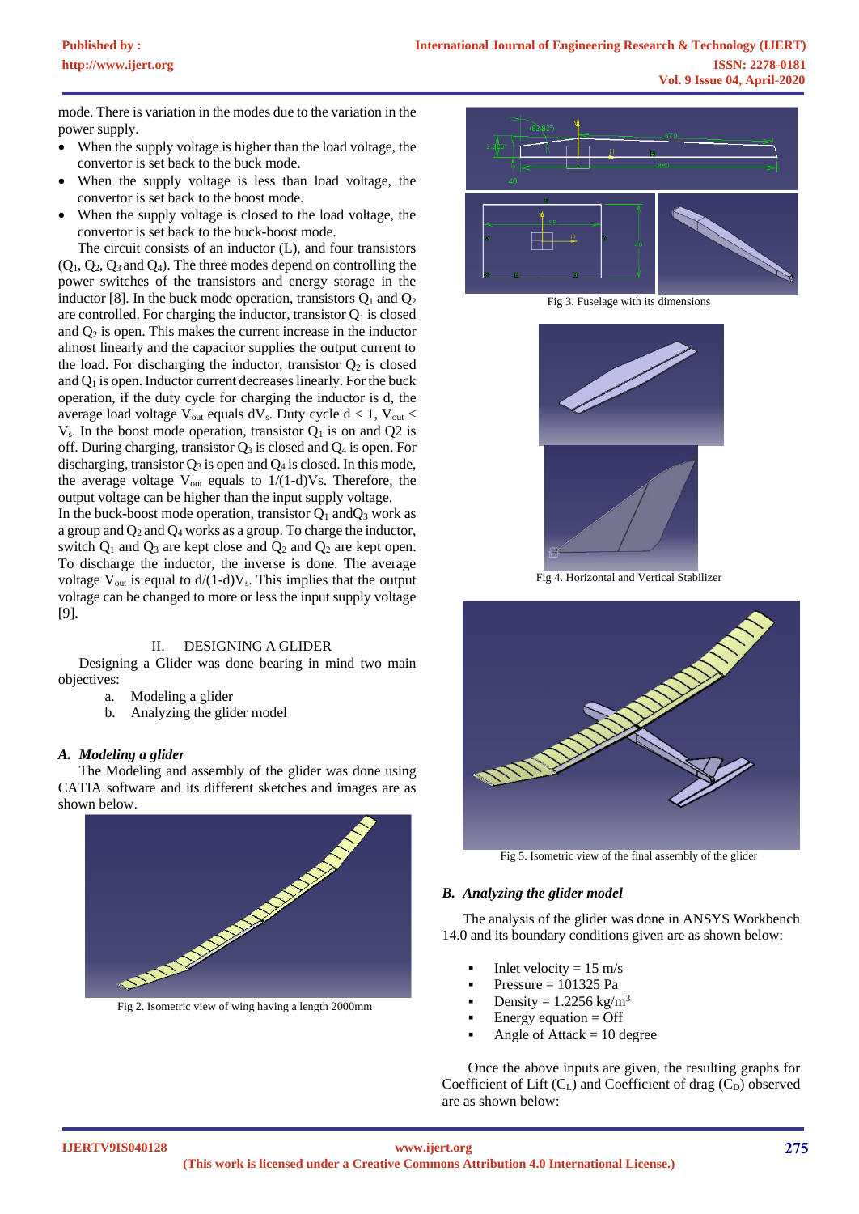mode. There is variation in the modes due to the variation in the power supply.

- When the supply voltage is higher than the load voltage, the convertor is set back to the buck mode.
- When the supply voltage is less than load voltage, the convertor is set back to the boost mode.
- When the supply voltage is closed to the load voltage, the convertor is set back to the buck-boost mode.

The circuit consists of an inductor (L), and four transistors ($Q_1$, $Q_2$, $Q_3$ and $Q_4$). The three modes depend on controlling the power switches of the transistors and energy storage in the inductor [8]. In the buck mode operation, transistors $Q_1$ and $Q_2$ are controlled. For charging the inductor, transistor $Q_1$ is closed and $Q_2$ is open. This makes the current increase in the inductor almost linearly and the capacitor supplies the output current to the load. For discharging the inductor, transistor $Q_2$ is closed and $Q_1$ is open. Inductor current decreases linearly. For the buck operation, if the duty cycle for charging the inductor is d, the average load voltage $V_{out}$ equals $dV_s$. Duty cycle $d < 1$, $V_{out} < V_s$. In the boost mode operation, transistor $Q_1$ is on and Q2 is off. During charging, transistor $Q_3$ is closed and $Q_4$ is open. For discharging, transistor $Q_3$ is open and $Q_4$ is closed. In this mode, the average voltage $V_{out}$ equals to $1/(1\text{-}d)Vs$. Therefore, the output voltage can be higher than the input supply voltage.

In the buck-boost mode operation, transistor $Q_1$ and $Q_3$ work as a group and $Q_2$ and $Q_4$ works as a group. To charge the inductor, switch $Q_1$ and $Q_3$ are kept close and $Q_2$ and $Q_4$ are kept open. To discharge the inductor, the inverse is done. The average voltage $V_{out}$ is equal to $d/(1\text{-}d)V_s$. This implies that the output voltage can be changed to more or less the input supply voltage [9].

## II. DESIGNING A GLIDER

Designing a Glider was done bearing in mind two main objectives:

a. Modeling a glider
b. Analyzing the glider model

### *A. Modeling a glider*

The Modeling and assembly of the glider was done using CATIA software and its different sketches and images are as shown below.

Fig 2. Isometric view of wing having a length 2000mm

Fig 3. Fuselage with its dimensions

Fig 4. Horizontal and Vertical Stabilizer

Fig 5. Isometric view of the final assembly of the glider

### *B. Analyzing the glider model*

The analysis of the glider was done in ANSYS Workbench 14.0 and its boundary conditions given are as shown below:

- Inlet velocity = 15 m/s
- Pressure = 101325 Pa
- Density = 1.2256 kg/m$^3$
- Energy equation = Off
- Angle of Attack = 10 degree

Once the above inputs are given, the resulting graphs for Coefficient of Lift ($C_L$) and Coefficient of drag ($C_D$) observed are as shown below: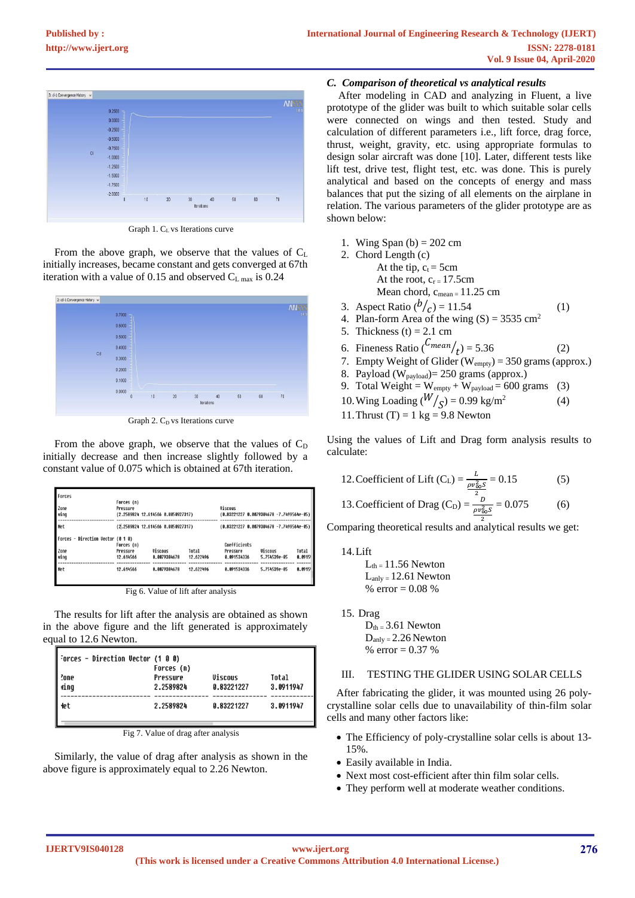Graph 1. $C_L$ vs Iterations curve

From the above graph, we observe that the values of $C_L$ initially increases, became constant and gets converged at 67th iteration with a value of 0.15 and observed $C_{L\ max}$ is 0.24

Graph 2. $C_D$ vs Iterations curve

From the above graph, we observe that the values of $C_D$ initially decrease and then increase slightly followed by a constant value of 0.075 which is obtained at 67th iteration.

Fig 6. Value of lift after analysis

The results for lift after the analysis are obtained as shown in the above figure and the lift generated is approximately equal to 12.6 Newton.

Fig 7. Value of drag after analysis

Similarly, the value of drag after analysis as shown in the above figure is approximately equal to 2.26 Newton.

### C. Comparison of theoretical vs analytical results

After modeling in CAD and analyzing in Fluent, a live prototype of the glider was built to which suitable solar cells were connected on wings and then tested. Study and calculation of different parameters i.e., lift force, drag force, thrust, weight, gravity, etc. using appropriate formulas to design solar aircraft was done [10]. Later, different tests like lift test, drive test, flight test, etc. was done. This is purely analytical and based on the concepts of energy and mass balances that put the sizing of all elements on the airplane in relation. The various parameters of the glider prototype are as shown below:

1. Wing Span (b) = 202 cm
2. Chord Length (c)
   At the tip, $c_t$ = 5cm
   At the root, $c_r$ = 17.5cm
   Mean chord, $c_{mean}$ = 11.25 cm
3. Aspect Ratio $\left(b/_{c}\right)$ = 11.54 (1)
4. Plan-form Area of the wing (S) = 3535 $cm^2$
5. Thickness (t) = 2.1 cm
6. Fineness Ratio $\left(c_{mean}/_{t}\right)$ = 5.36 (2)
7. Empty Weight of Glider ($W_{empty}$) = 350 grams (approx.)
8. Payload ($W_{payload}$)= 250 grams (approx.)
9. Total Weight = $W_{empty}$ + $W_{payload}$ = 600 grams (3)
10. Wing Loading $\left(W/_{S}\right)$ = 0.99 kg/$m^2$ (4)
11. Thrust (T) = 1 kg = 9.8 Newton

Using the values of Lift and Drag form analysis results to calculate:

12. Coefficient of Lift ($C_L$) = $\frac{L}{\frac{\rho v_\infty^2 S}{2}}$ = 0.15 (5)
13. Coefficient of Drag ($C_D$) = $\frac{D}{\frac{\rho v_\infty^2 S}{2}}$ = 0.075 (6)

Comparing theoretical results and analytical results we get:

14. Lift
    $L_{th}$ = 11.56 Newton
    $L_{anly}$ = 12.61 Newton
    % error = 0.08 %
15. Drag
    $D_{th}$ = 3.61 Newton
    $D_{anly}$ = 2.26 Newton
    % error = 0.37 %

## III. TESTING THE GLIDER USING SOLAR CELLS

After fabricating the glider, it was mounted using 26 poly-crystalline solar cells due to unavailability of thin-film solar cells and many other factors like:

- The Efficiency of poly-crystalline solar cells is about 13-15%.
- Easily available in India.
- Next most cost-efficient after thin film solar cells.
- They perform well at moderate weather conditions.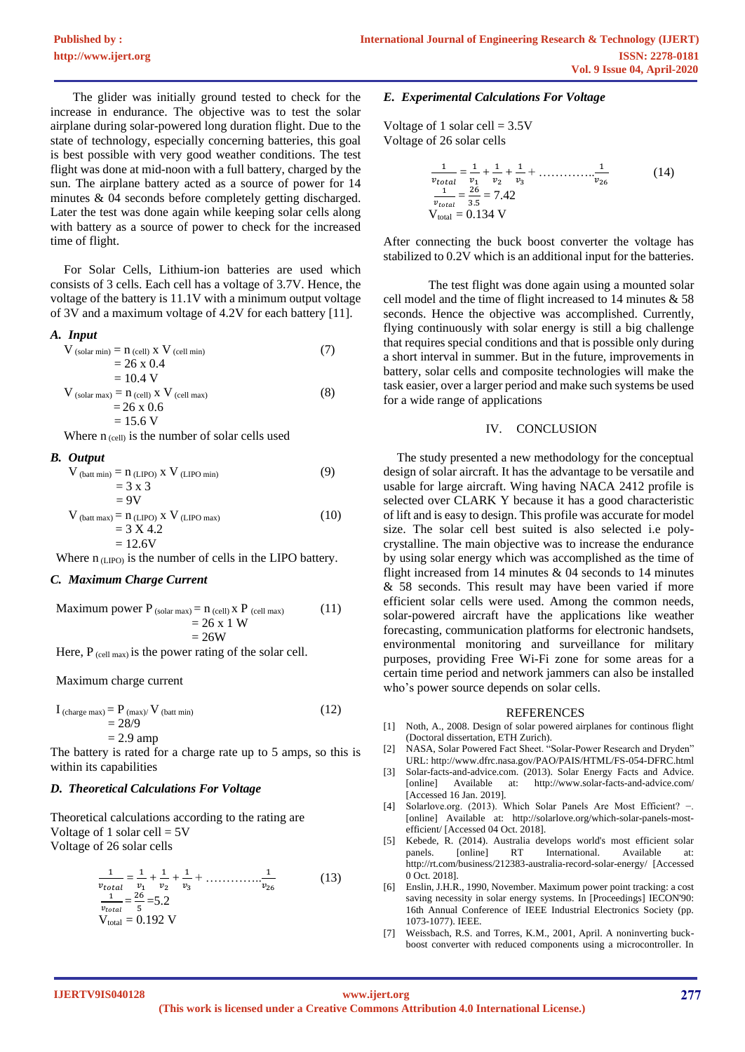The glider was initially ground tested to check for the increase in endurance. The objective was to test the solar airplane during solar-powered long duration flight. Due to the state of technology, especially concerning batteries, this goal is best possible with very good weather conditions. The test flight was done at mid-noon with a full battery, charged by the sun. The airplane battery acted as a source of power for 14 minutes & 04 seconds before completely getting discharged. Later the test was done again while keeping solar cells along with battery as a source of power to check for the increased time of flight.

For Solar Cells, Lithium-ion batteries are used which consists of 3 cells. Each cell has a voltage of 3.7V. Hence, the voltage of the battery is 11.1V with a minimum output voltage of 3V and a maximum voltage of 4.2V for each battery [11].

### *A. Input*

$$V_{(solar\ min)} = n_{(cell)} \times V_{(cell\ min)} = 26 \times 0.4 = 10.4\ V \tag{7}$$

$$V_{(solar\ max)} = n_{(cell)} \times V_{(cell\ max)} = 26 \times 0.6 = 15.6\ V \tag{8}$$

Where $n_{(cell)}$ is the number of solar cells used

### *B. Output*

$$V_{(batt\ min)} = n_{(LIPO)} \times V_{(LIPO\ min)} = 3 \times 3 = 9V \tag{9}$$

$$V_{(batt\ max)} = n_{(LIPO)} \times V_{(LIPO\ max)} = 3 \times 4.2 = 12.6V \tag{10}$$

Where $n_{(LIPO)}$ is the number of cells in the LIPO battery.

### *C. Maximum Charge Current*

$$\text{Maximum power } P_{(solar\ max)} = n_{(cell)} \times P_{(cell\ max)} = 26 \times 1\ W = 26W \tag{11}$$

Here, $P_{(cell\ max)}$ is the power rating of the solar cell.

Maximum charge current

$$I_{(charge\ max)} = P_{(max)}/V_{(batt\ min)} = 28/9 = 2.9\ \text{amp} \tag{12}$$

The battery is rated for a charge rate up to 5 amps, so this is within its capabilities

### *D. Theoretical Calculations For Voltage*

Theoretical calculations according to the rating are
Voltage of 1 solar cell = 5V
Voltage of 26 solar cells

$$\frac{1}{v_{total}} = \frac{1}{v_1} + \frac{1}{v_2} + \frac{1}{v_3} + \ldots\ldots\ldots\ldots\frac{1}{v_{26}} \tag{13}$$

$$\frac{1}{v_{total}} = \frac{26}{5} = 5.2$$

$$V_{total} = 0.192\ V$$

### *E. Experimental Calculations For Voltage*

Voltage of 1 solar cell = 3.5V
Voltage of 26 solar cells

$$\frac{1}{v_{total}} = \frac{1}{v_1} + \frac{1}{v_2} + \frac{1}{v_3} + \ldots\ldots\ldots\ldots\frac{1}{v_{26}} \tag{14}$$

$$\frac{1}{v_{total}} = \frac{26}{3.5} = 7.42$$

$$V_{total} = 0.134\ V$$

After connecting the buck boost converter the voltage has stabilized to 0.2V which is an additional input for the batteries.

The test flight was done again using a mounted solar cell model and the time of flight increased to 14 minutes & 58 seconds. Hence the objective was accomplished. Currently, flying continuously with solar energy is still a big challenge that requires special conditions and that is possible only during a short interval in summer. But in the future, improvements in battery, solar cells and composite technologies will make the task easier, over a larger period and make such systems be used for a wide range of applications

## IV. CONCLUSION

The study presented a new methodology for the conceptual design of solar aircraft. It has the advantage to be versatile and usable for large aircraft. Wing having NACA 2412 profile is selected over CLARK Y because it has a good characteristic of lift and is easy to design. This profile was accurate for model size. The solar cell best suited is also selected i.e poly-crystalline. The main objective was to increase the endurance by using solar energy which was accomplished as the time of flight increased from 14 minutes & 04 seconds to 14 minutes & 58 seconds. This result may have been varied if more efficient solar cells were used. Among the common needs, solar-powered aircraft have the applications like weather forecasting, communication platforms for electronic handsets, environmental monitoring and surveillance for military purposes, providing Free Wi-Fi zone for some areas for a certain time period and network jammers can also be installed who's power source depends on solar cells.

## REFERENCES

[1] Noth, A., 2008. Design of solar powered airplanes for continous flight (Doctoral dissertation, ETH Zurich).

[2] NASA, Solar Powered Fact Sheet. "Solar-Power Research and Dryden" URL: http://www.dfrc.nasa.gov/PAO/PAIS/HTML/FS-054-DFRC.html

[3] Solar-facts-and-advice.com. (2013). Solar Energy Facts and Advice. [online] Available at: http://www.solar-facts-and-advice.com/ [Accessed 16 Jan. 2019].

[4] Solarlove.org. (2013). Which Solar Panels Are Most Efficient? –. [online] Available at: http://solarlove.org/which-solar-panels-most-efficient/ [Accessed 04 Oct. 2018].

[5] Kebede, R. (2014). Australia develops world's most efficient solar panels. [online] RT International. Available at: http://rt.com/business/212383-australia-record-solar-energy/ [Accessed 0 Oct. 2018].

[6] Enslin, J.H.R., 1990, November. Maximum power point tracking: a cost saving necessity in solar energy systems. In [Proceedings] IECON'90: 16th Annual Conference of IEEE Industrial Electronics Society (pp. 1073-1077). IEEE.

[7] Weissbach, R.S. and Torres, K.M., 2001, April. A noninverting buck-boost converter with reduced components using a microcontroller. In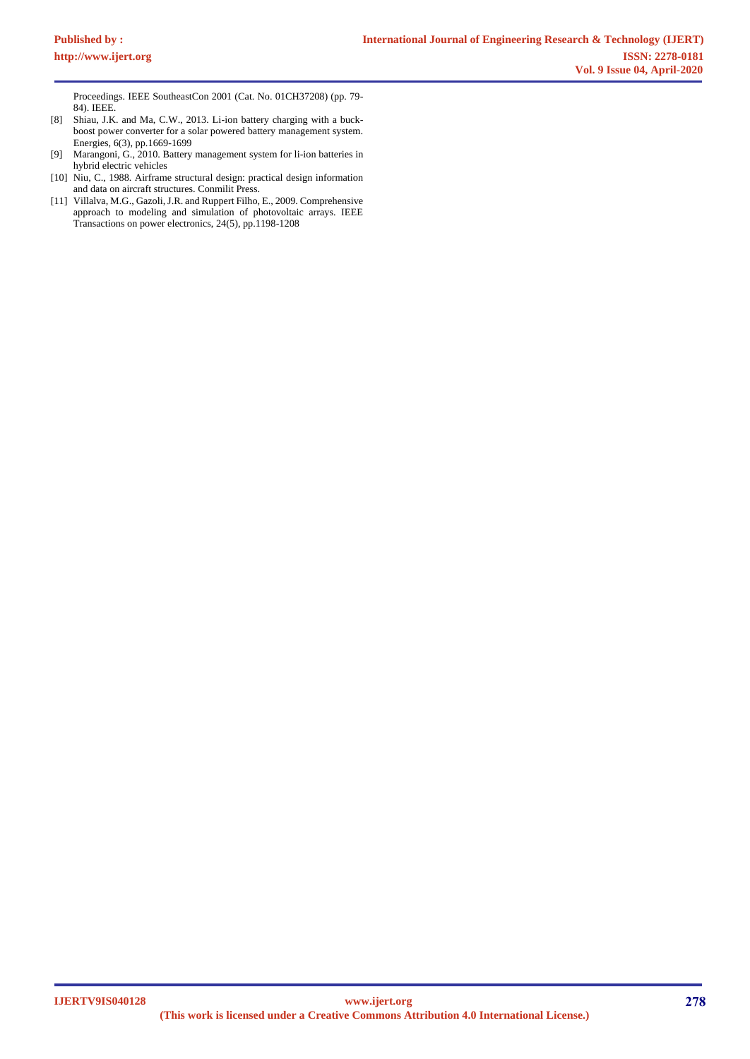Proceedings. IEEE SoutheastCon 2001 (Cat. No. 01CH37208) (pp. 79-84). IEEE.

[8] Shiau, J.K. and Ma, C.W., 2013. Li-ion battery charging with a buck-boost power converter for a solar powered battery management system. Energies, 6(3), pp.1669-1699

[9] Marangoni, G., 2010. Battery management system for li-ion batteries in hybrid electric vehicles

[10] Niu, C., 1988. Airframe structural design: practical design information and data on aircraft structures. Conmilit Press.

[11] Villalva, M.G., Gazoli, J.R. and Ruppert Filho, E., 2009. Comprehensive approach to modeling and simulation of photovoltaic arrays. IEEE Transactions on power electronics, 24(5), pp.1198-1208